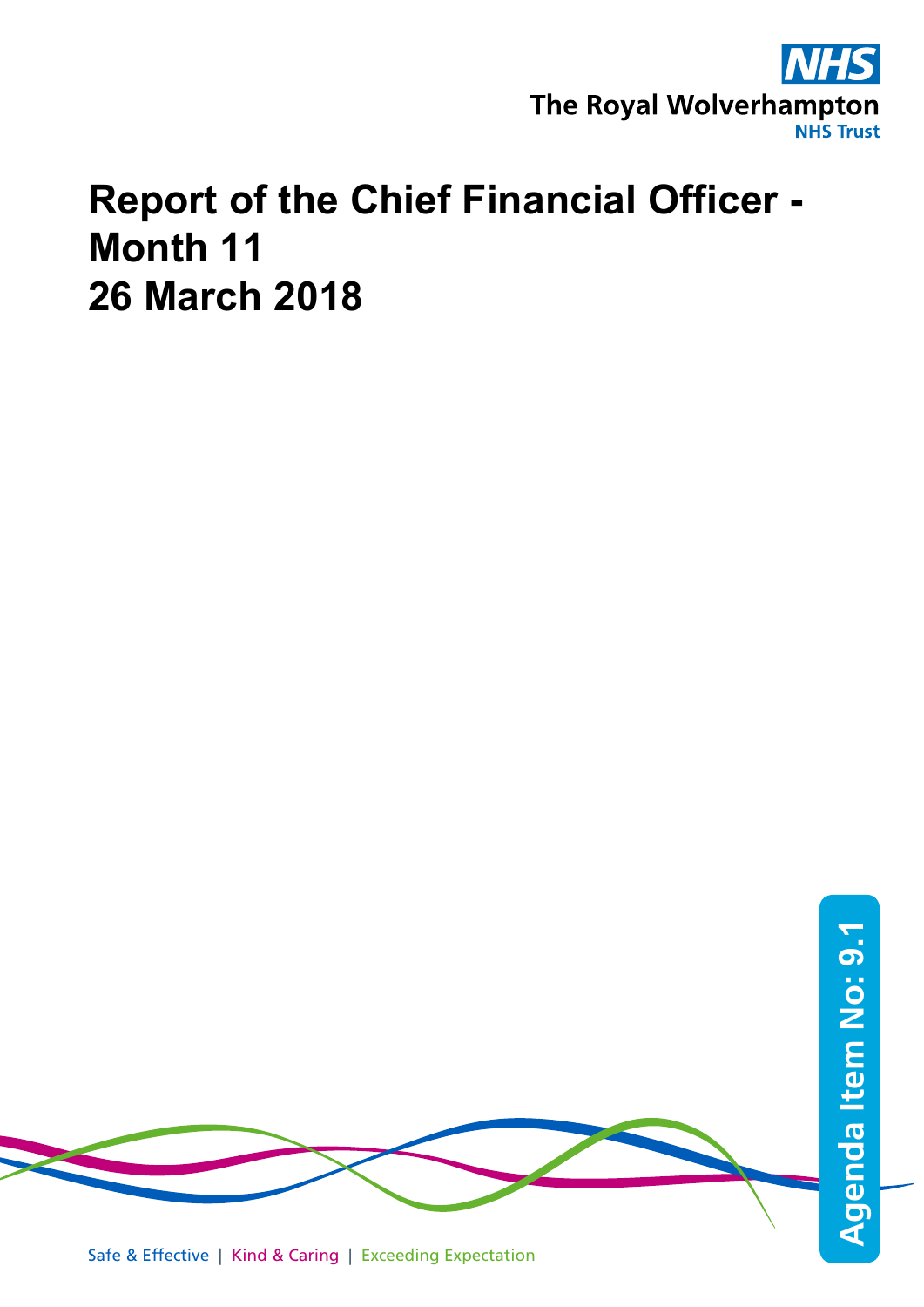NHS

The Royal Wolverhampton NHS Trust

# Report of the Chief Financial Officer - Month 11
# 26 March 2018

Agenda Item No: 9.1

Safe & Effective | Kind & Caring | Exceeding Expectation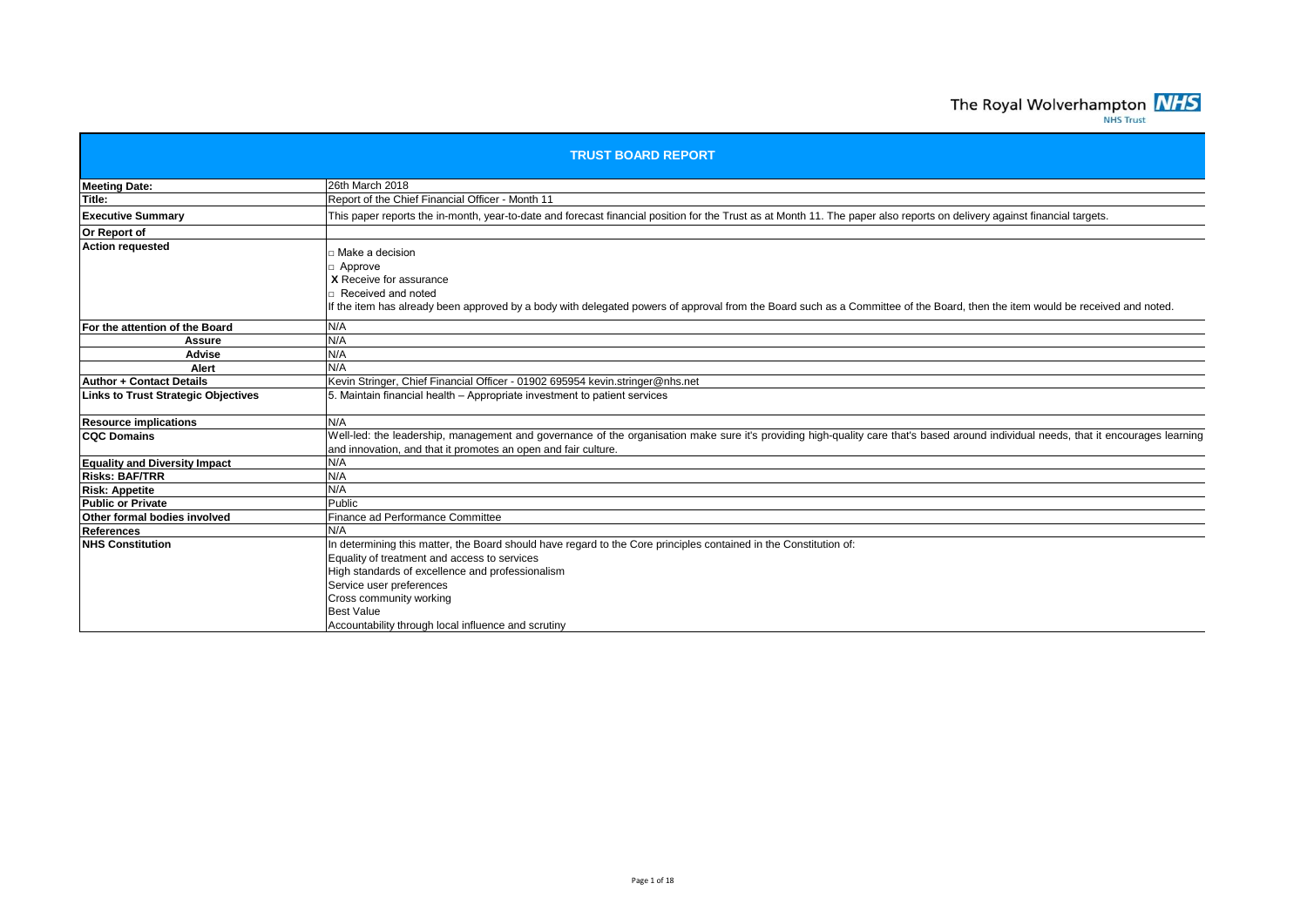The Royal Wolverhampton NHS Trust

| TRUST BOARD REPORT | |
|---|---|
| **Meeting Date:** | 26th March 2018 |
| **Title:** | Report of the Chief Financial Officer - Month 11 |
| **Executive Summary** | This paper reports the in-month, year-to-date and forecast financial position for the Trust as at Month 11. The paper also reports on delivery against financial targets. |
| **Or Report of** | |
| **Action requested** | □ Make a decision<br>□ Approve<br>**X** Receive for assurance<br>□ Received and noted<br>If the item has already been approved by a body with delegated powers of approval from the Board such as a Committee of the Board, then the item would be received and noted. |
| **For the attention of the Board** | N/A |
| **Assure** | N/A |
| **Advise** | N/A |
| **Alert** | N/A |
| **Author + Contact Details** | Kevin Stringer, Chief Financial Officer - 01902 695954 kevin.stringer@nhs.net |
| **Links to Trust Strategic Objectives** | 5. Maintain financial health – Appropriate investment to patient services |
| **Resource implications** | N/A |
| **CQC Domains** | Well-led: the leadership, management and governance of the organisation make sure it's providing high-quality care that's based around individual needs, that it encourages learning and innovation, and that it promotes an open and fair culture. |
| **Equality and Diversity Impact** | N/A |
| **Risks: BAF/TRR** | N/A |
| **Risk: Appetite** | N/A |
| **Public or Private** | Public |
| **Other formal bodies involved** | Finance ad Performance Committee |
| **References** | N/A |
| **NHS Constitution** | In determining this matter, the Board should have regard to the Core principles contained in the Constitution of:<br>Equality of treatment and access to services<br>High standards of excellence and professionalism<br>Service user preferences<br>Cross community working<br>Best Value<br>Accountability through local influence and scrutiny |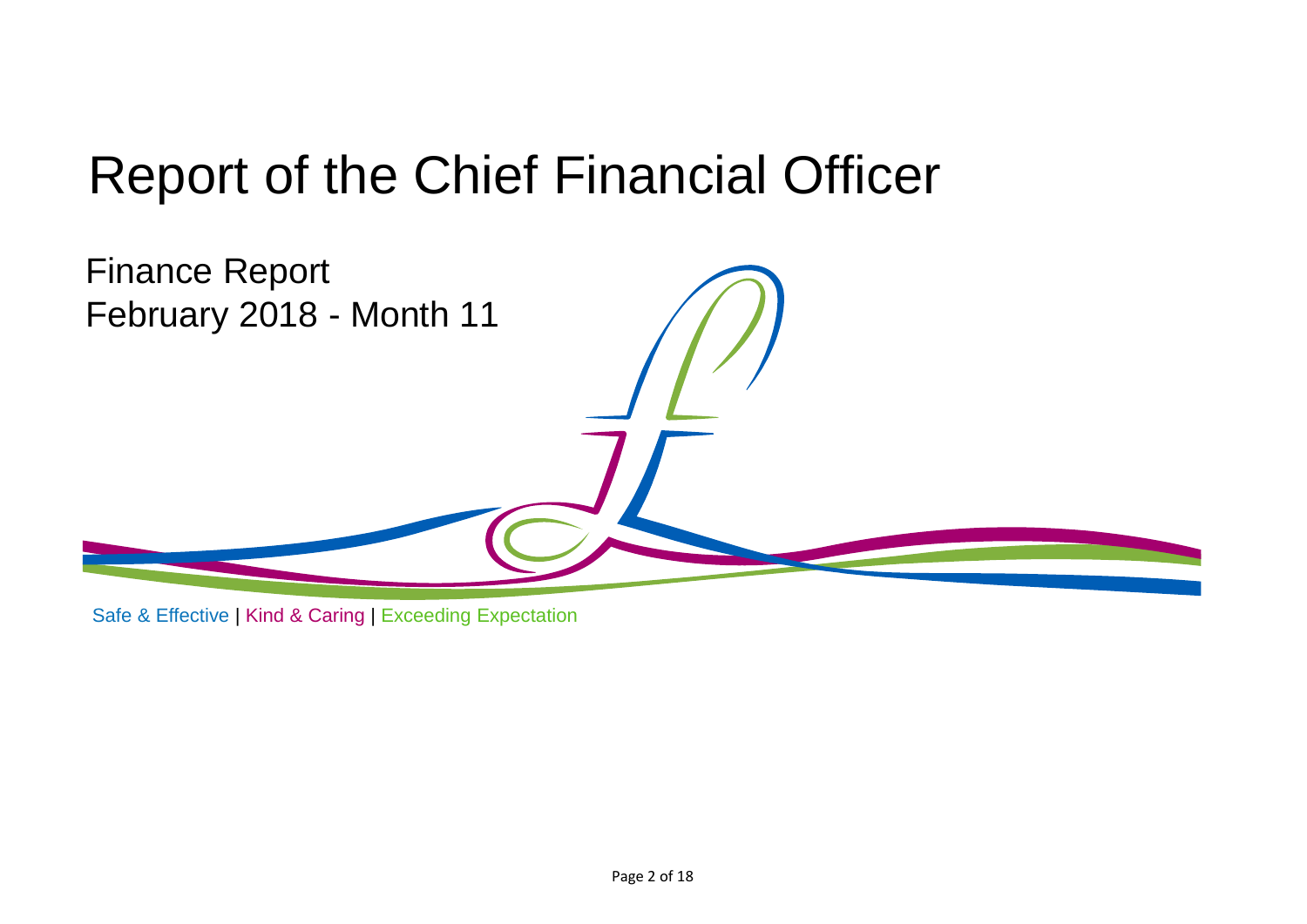# Report of the Chief Financial Officer

## Finance Report
## February 2018 - Month 11

Safe & Effective | Kind & Caring | Exceeding Expectation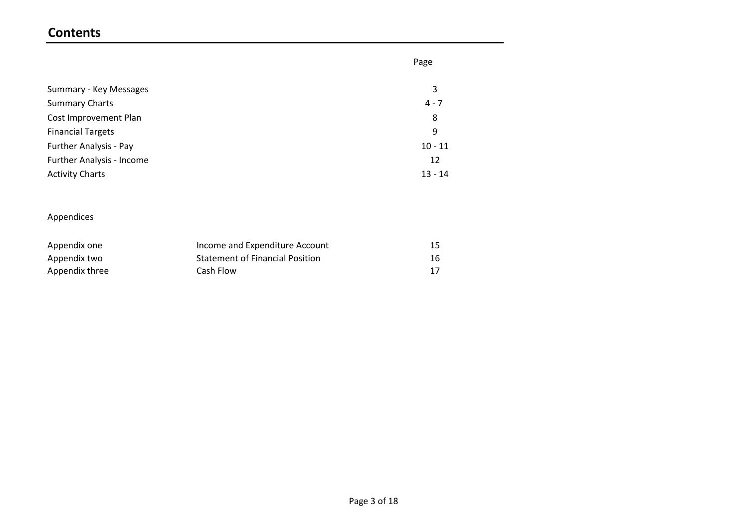## Contents

| | Page |
|---|---|
| Summary - Key Messages | 3 |
| Summary Charts | 4 - 7 |
| Cost Improvement Plan | 8 |
| Financial Targets | 9 |
| Further Analysis - Pay | 10 - 11 |
| Further Analysis - Income | 12 |
| Activity Charts | 13 - 14 |

Appendices

| | | |
|---|---|---|
| Appendix one | Income and Expenditure Account | 15 |
| Appendix two | Statement of Financial Position | 16 |
| Appendix three | Cash Flow | 17 |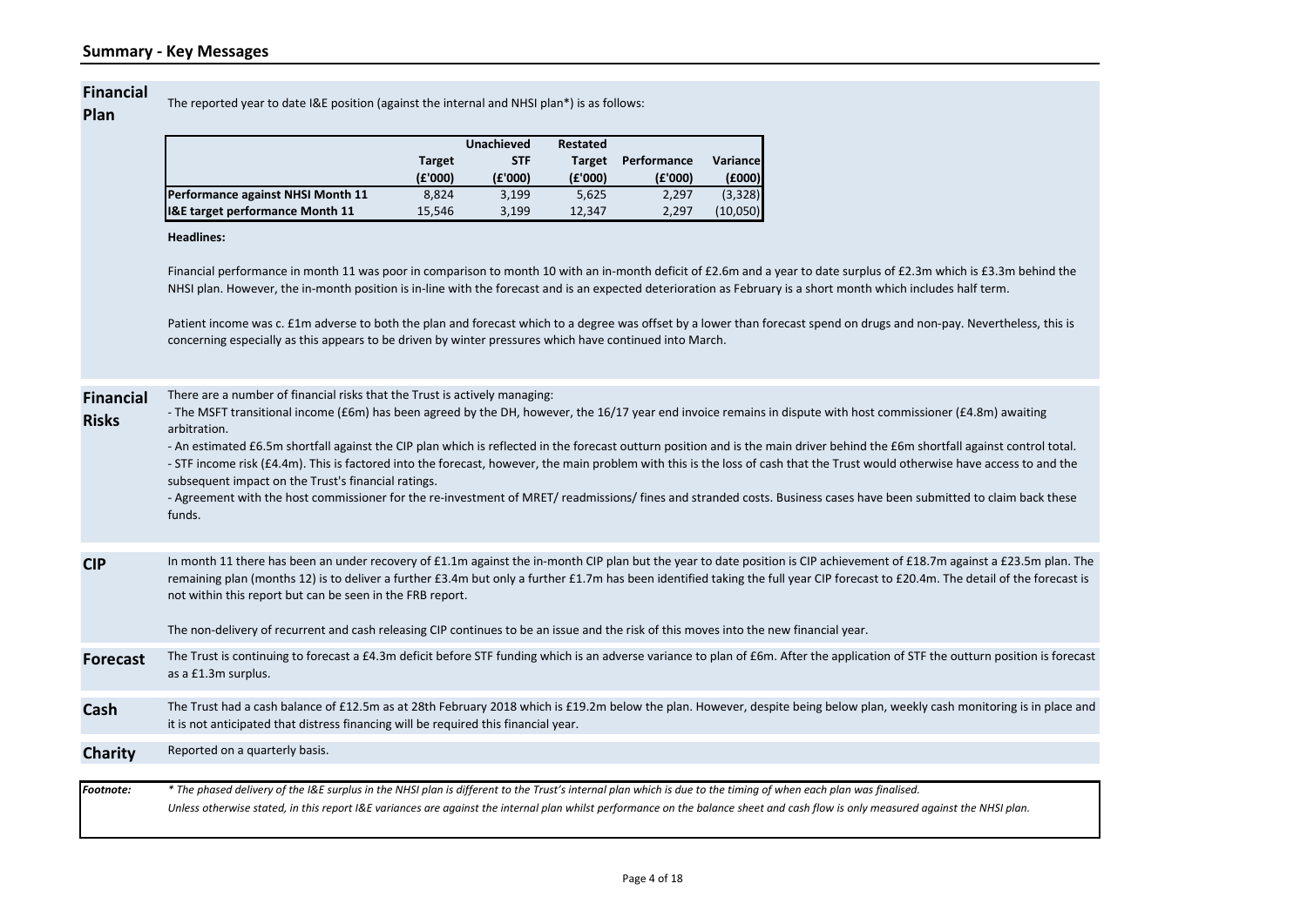## Summary - Key Messages

**Financial Plan**

The reported year to date I&E position (against the internal and NHSI plan*) is as follows:

| | Target (£'000) | Unachieved STF (£'000) | Restated Target (£'000) | Performance (£'000) | Variance (£000) |
|---|---|---|---|---|---|
| **Performance against NHSI Month 11** | 8,824 | 3,199 | 5,625 | 2,297 | (3,328) |
| **I&E target performance Month 11** | 15,546 | 3,199 | 12,347 | 2,297 | (10,050) |

**Headlines:**

Financial performance in month 11 was poor in comparison to month 10 with an in-month deficit of £2.6m and a year to date surplus of £2.3m which is £3.3m behind the NHSI plan. However, the in-month position is in-line with the forecast and is an expected deterioration as February is a short month which includes half term.

Patient income was c. £1m adverse to both the plan and forecast which to a degree was offset by a lower than forecast spend on drugs and non-pay. Nevertheless, this is concerning especially as this appears to be driven by winter pressures which have continued into March.

**Financial Risks**

There are a number of financial risks that the Trust is actively managing:

- The MSFT transitional income (£6m) has been agreed by the DH, however, the 16/17 year end invoice remains in dispute with host commissioner (£4.8m) awaiting arbitration.
- An estimated £6.5m shortfall against the CIP plan which is reflected in the forecast outturn position and is the main driver behind the £6m shortfall against control total.
- STF income risk (£4.4m). This is factored into the forecast, however, the main problem with this is the loss of cash that the Trust would otherwise have access to and the subsequent impact on the Trust's financial ratings.
- Agreement with the host commissioner for the re-investment of MRET/ readmissions/ fines and stranded costs. Business cases have been submitted to claim back these funds.

**CIP**

In month 11 there has been an under recovery of £1.1m against the in-month CIP plan but the year to date position is CIP achievement of £18.7m against a £23.5m plan. The remaining plan (months 12) is to deliver a further £3.4m but only a further £1.7m has been identified taking the full year CIP forecast to £20.4m. The detail of the forecast is not within this report but can be seen in the FRB report.

The non-delivery of recurrent and cash releasing CIP continues to be an issue and the risk of this moves into the new financial year.

**Forecast**

The Trust is continuing to forecast a £4.3m deficit before STF funding which is an adverse variance to plan of £6m. After the application of STF the outturn position is forecast as a £1.3m surplus.

**Cash**

The Trust had a cash balance of £12.5m as at 28th February 2018 which is £19.2m below the plan. However, despite being below plan, weekly cash monitoring is in place and it is not anticipated that distress financing will be required this financial year.

**Charity**

Reported on a quarterly basis.

***Footnote:*** *\* The phased delivery of the I&E surplus in the NHSI plan is different to the Trust's internal plan which is due to the timing of when each plan was finalised.*

*Unless otherwise stated, in this report I&E variances are against the internal plan whilst performance on the balance sheet and cash flow is only measured against the NHSI plan.*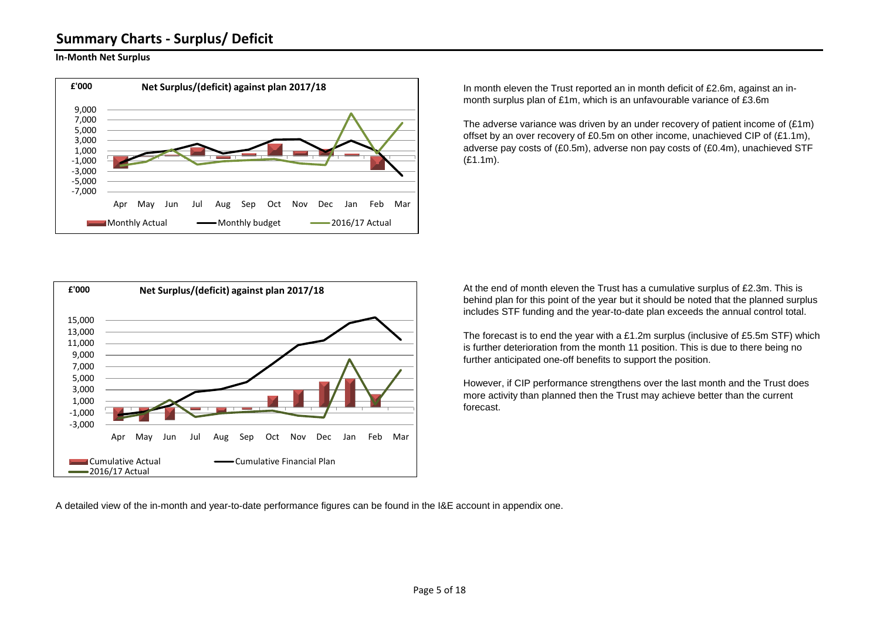# Summary Charts - Surplus/ Deficit

## In-Month Net Surplus

**£'000** **Net Surplus/(deficit) against plan 2017/18**

Monthly Actual — Monthly budget — 2016/17 Actual

In month eleven the Trust reported an in month deficit of £2.6m, against an in-month surplus plan of £1m, which is an unfavourable variance of £3.6m

The adverse variance was driven by an under recovery of patient income of (£1m) offset by an over recovery of £0.5m on other income, unachieved CIP of (£1.1m), adverse pay costs of (£0.5m), adverse non pay costs of (£0.4m), unachieved STF (£1.1m).

**£'000** **Net Surplus/(deficit) against plan 2017/18**

Cumulative Actual — Cumulative Financial Plan — 2016/17 Actual

At the end of month eleven the Trust has a cumulative surplus of £2.3m. This is behind plan for this point of the year but it should be noted that the planned surplus includes STF funding and the year-to-date plan exceeds the annual control total.

The forecast is to end the year with a £1.2m surplus (inclusive of £5.5m STF) which is further deterioration from the month 11 position. This is due to there being no further anticipated one-off benefits to support the position.

However, if CIP performance strengthens over the last month and the Trust does more activity than planned then the Trust may achieve better than the current forecast.

A detailed view of the in-month and year-to-date performance figures can be found in the I&E account in appendix one.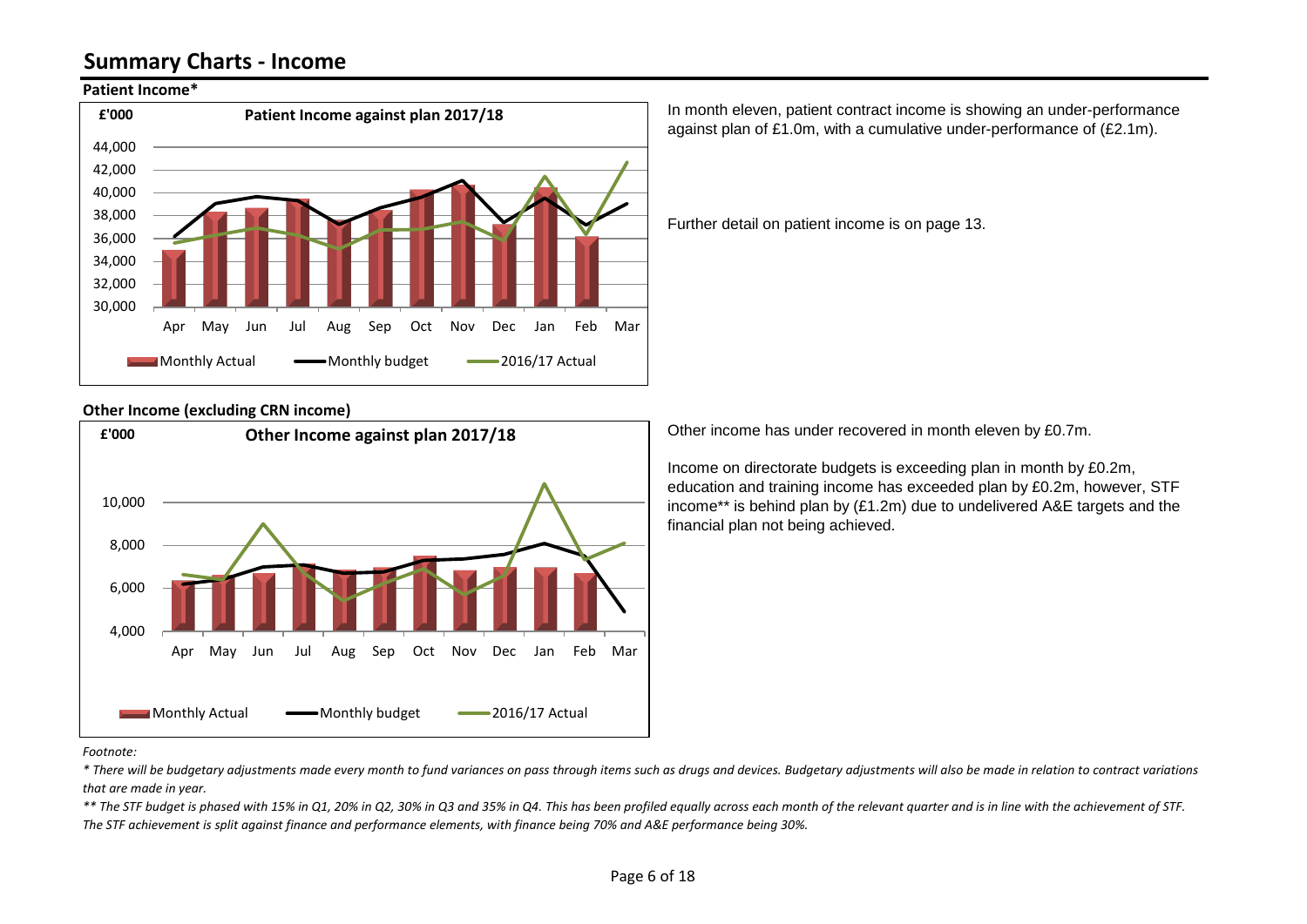# Summary Charts - Income

## Patient Income*

In month eleven, patient contract income is showing an under-performance against plan of £1.0m, with a cumulative under-performance of (£2.1m).

Further detail on patient income is on page 13.

## Other Income (excluding CRN income)

Other income has under recovered in month eleven by £0.7m.

Income on directorate budgets is exceeding plan in month by £0.2m, education and training income has exceeded plan by £0.2m, however, STF income** is behind plan by (£1.2m) due to undelivered A&E targets and the financial plan not being achieved.

*Footnote:*

*\* There will be budgetary adjustments made every month to fund variances on pass through items such as drugs and devices. Budgetary adjustments will also be made in relation to contract variations that are made in year.*

*\*\* The STF budget is phased with 15% in Q1, 20% in Q2, 30% in Q3 and 35% in Q4. This has been profiled equally across each month of the relevant quarter and is in line with the achievement of STF. The STF achievement is split against finance and performance elements, with finance being 70% and A&E performance being 30%.*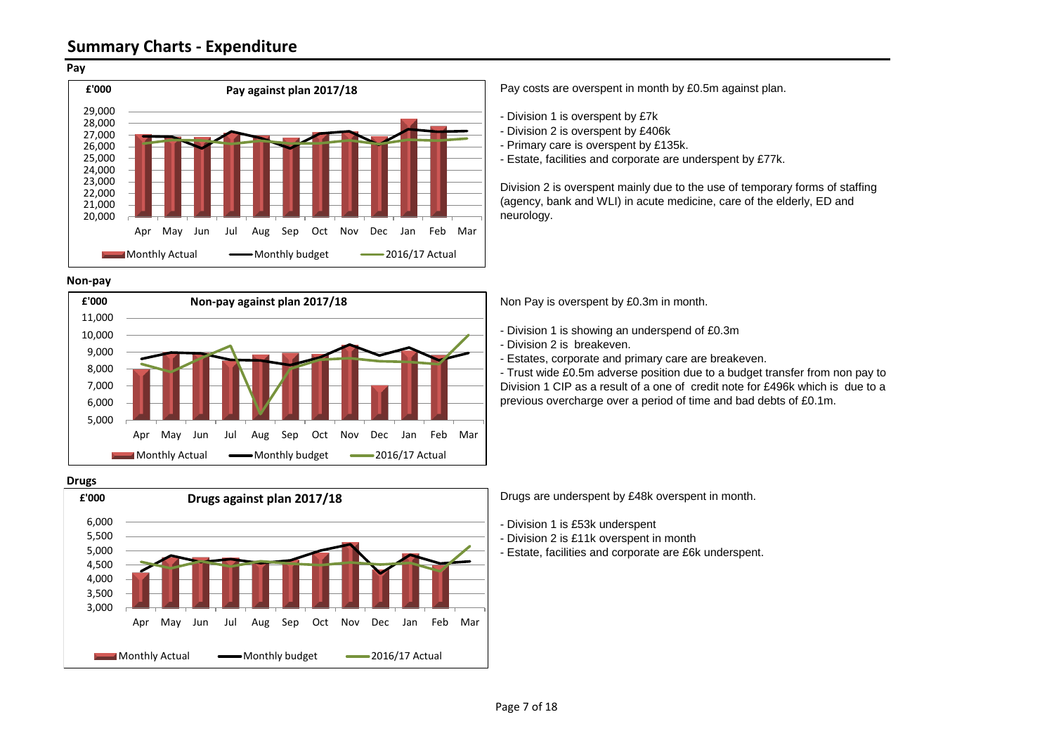# Summary Charts - Expenditure

## Pay

**Pay against plan 2017/18**

£'000

Monthly Actual — Monthly budget — 2016/17 Actual

Pay costs are overspent in month by £0.5m against plan.

- Division 1 is overspent by £7k
- Division 2 is overspent by £406k
- Primary care is overspent by £135k.
- Estate, facilities and corporate are underspent by £77k.

Division 2 is overspent mainly due to the use of temporary forms of staffing (agency, bank and WLI) in acute medicine, care of the elderly, ED and neurology.

## Non-pay

**Non-pay against plan 2017/18**

£'000

Monthly Actual — Monthly budget — 2016/17 Actual

Non Pay is overspent by £0.3m in month.

- Division 1 is showing an underspend of £0.3m
- Division 2 is breakeven.
- Estates, corporate and primary care are breakeven.
- Trust wide £0.5m adverse position due to a budget transfer from non pay to Division 1 CIP as a result of a one of credit note for £496k which is due to a previous overcharge over a period of time and bad debts of £0.1m.

## Drugs

**Drugs against plan 2017/18**

£'000

Monthly Actual — Monthly budget — 2016/17 Actual

Drugs are underspent by £48k overspent in month.

- Division 1 is £53k underspent
- Division 2 is £11k overspent in month
- Estate, facilities and corporate are £6k underspent.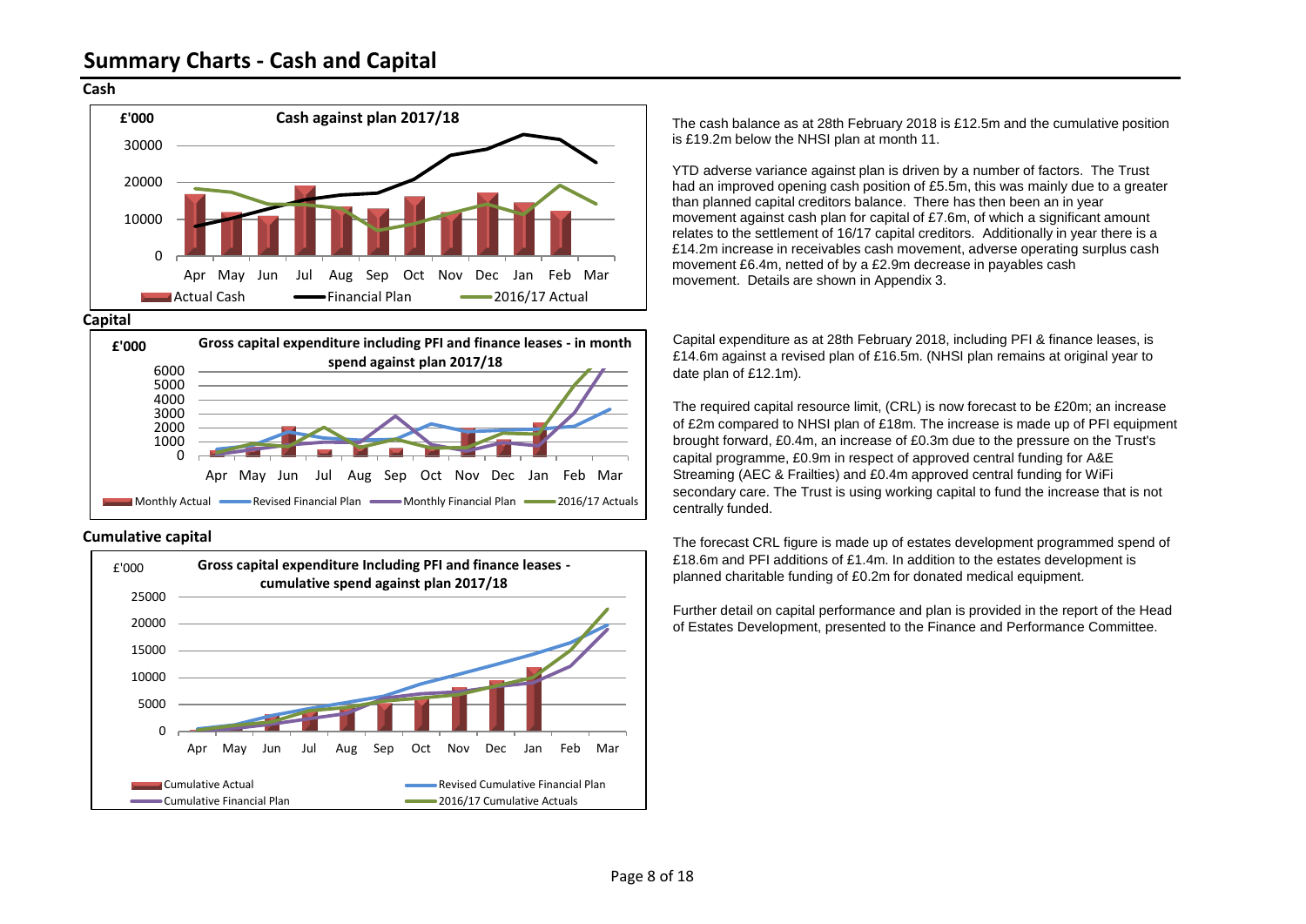# Summary Charts - Cash and Capital

## Cash

**Cash against plan 2017/18**

£'000

Legend: Actual Cash, Financial Plan, 2016/17 Actual

The cash balance as at 28th February 2018 is £12.5m and the cumulative position is £19.2m below the NHSI plan at month 11.

YTD adverse variance against plan is driven by a number of factors. The Trust had an improved opening cash position of £5.5m, this was mainly due to a greater than planned capital creditors balance. There has then been an in year movement against cash plan for capital of £7.6m, of which a significant amount relates to the settlement of 16/17 capital creditors. Additionally in year there is a £14.2m increase in receivables cash movement, adverse operating surplus cash movement £6.4m, netted of by a £2.9m decrease in payables cash movement. Details are shown in Appendix 3.

## Capital

**Gross capital expenditure including PFI and finance leases - in month spend against plan 2017/18**

£'000

Legend: Monthly Actual, Revised Financial Plan, Monthly Financial Plan, 2016/17 Actuals

Capital expenditure as at 28th February 2018, including PFI & finance leases, is £14.6m against a revised plan of £16.5m. (NHSI plan remains at original year to date plan of £12.1m).

The required capital resource limit, (CRL) is now forecast to be £20m; an increase of £2m compared to NHSI plan of £18m. The increase is made up of PFI equipment brought forward, £0.4m, an increase of £0.3m due to the pressure on the Trust's capital programme, £0.9m in respect of approved central funding for A&E Streaming (AEC & Frailties) and £0.4m approved central funding for WiFi secondary care. The Trust is using working capital to fund the increase that is not centrally funded.

## Cumulative capital

**Gross capital expenditure Including PFI and finance leases - cumulative spend against plan 2017/18**

£'000

Legend: Cumulative Actual, Revised Cumulative Financial Plan, Cumulative Financial Plan, 2016/17 Cumulative Actuals

The forecast CRL figure is made up of estates development programmed spend of £18.6m and PFI additions of £1.4m. In addition to the estates development is planned charitable funding of £0.2m for donated medical equipment.

Further detail on capital performance and plan is provided in the report of the Head of Estates Development, presented to the Finance and Performance Committee.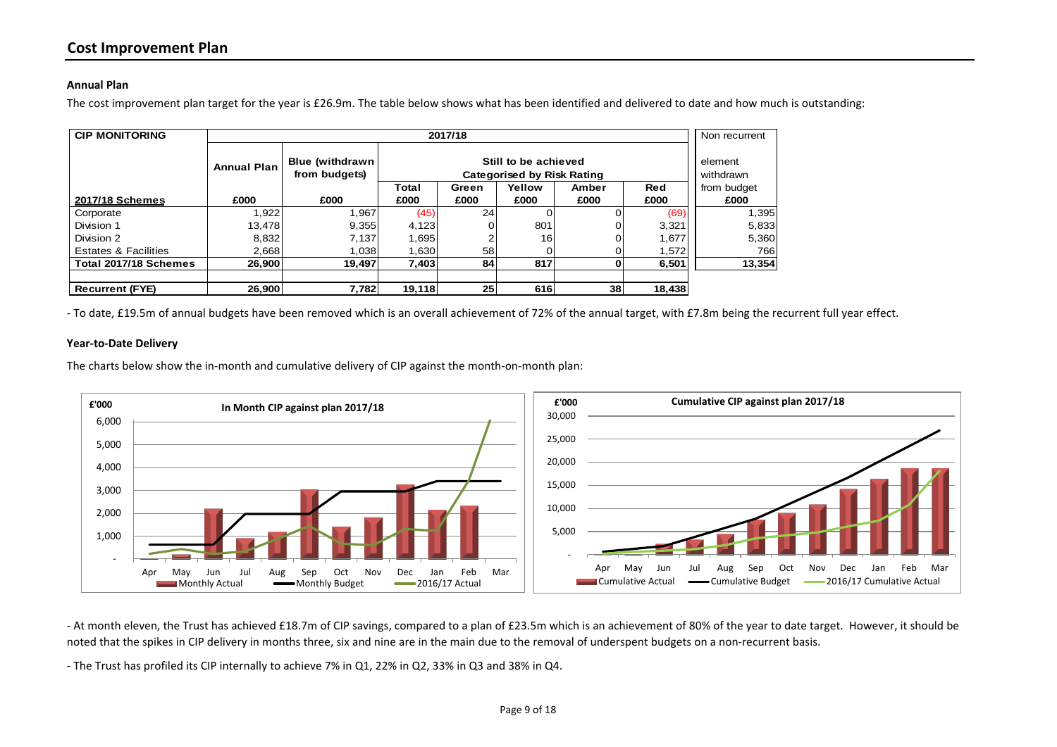## Cost Improvement Plan

### Annual Plan

The cost improvement plan target for the year is £26.9m. The table below shows what has been identified and delivered to date and how much is outstanding:

| CIP MONITORING | 2017/18 | | | | | | | Non recurrent element withdrawn from budget |
|---|---|---|---|---|---|---|---|---|
| | Annual Plan | Blue (withdrawn from budgets) | Still to be achieved Categorised by Risk Rating | | | | | |
| | | | Total | Green | Yellow | Amber | Red | |
| **2017/18 Schemes** | £000 | £000 | £000 | £000 | £000 | £000 | £000 | £000 |
| Corporate | 1,922 | 1,967 | (45) | 24 | 0 | 0 | (69) | 1,395 |
| Division 1 | 13,478 | 9,355 | 4,123 | 0 | 801 | 0 | 3,321 | 5,833 |
| Division 2 | 8,832 | 7,137 | 1,695 | 2 | 16 | 0 | 1,677 | 5,360 |
| Estates & Facilities | 2,668 | 1,038 | 1,630 | 58 | 0 | 0 | 1,572 | 766 |
| **Total 2017/18 Schemes** | **26,900** | **19,497** | **7,403** | **84** | **817** | **0** | **6,501** | **13,354** |
| | | | | | | | | |
| **Recurrent (FYE)** | **26,900** | **7,782** | **19,118** | **25** | **616** | **38** | **18,438** | |

- To date, £19.5m of annual budgets have been removed which is an overall achievement of 72% of the annual target, with £7.8m being the recurrent full year effect.

### Year-to-Date Delivery

The charts below show the in-month and cumulative delivery of CIP against the month-on-month plan:

- At month eleven, the Trust has achieved £18.7m of CIP savings, compared to a plan of £23.5m which is an achievement of 80% of the year to date target. However, it should be noted that the spikes in CIP delivery in months three, six and nine are in the main due to the removal of underspent budgets on a non-recurrent basis.

- The Trust has profiled its CIP internally to achieve 7% in Q1, 22% in Q2, 33% in Q3 and 38% in Q4.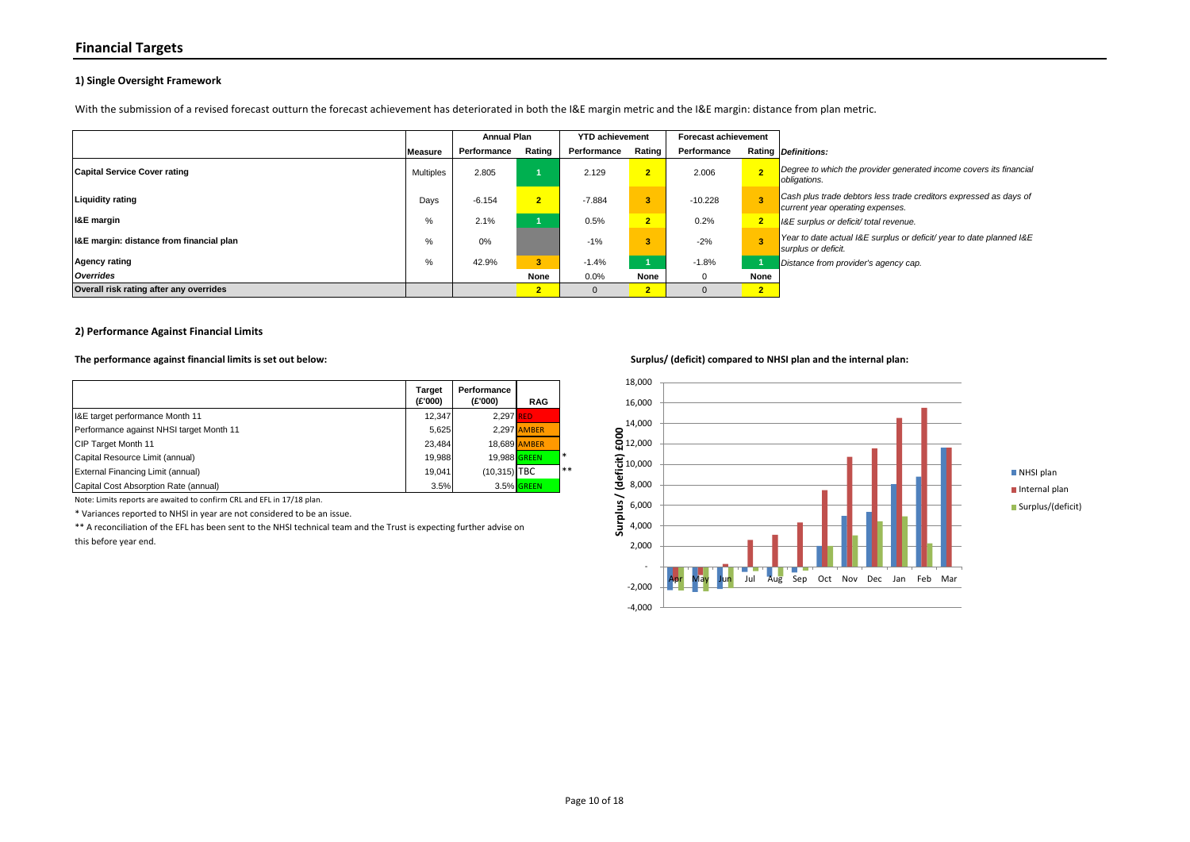## Financial Targets

### 1) Single Oversight Framework

With the submission of a revised forecast outturn the forecast achievement has deteriorated in both the I&E margin metric and the I&E margin: distance from plan metric.

| | | Annual Plan | | YTD achievement | | Forecast achievement | | |
|---|---|---|---|---|---|---|---|---|
| | **Measure** | **Performance** | **Rating** | **Performance** | **Rating** | **Performance** | **Rating** | ***Definitions:*** |
| **Capital Service Cover rating** | Multiples | 2.805 | 1 | 2.129 | 2 | 2.006 | 2 | *Degree to which the provider generated income covers its financial obligations.* |
| **Liquidity rating** | Days | -6.154 | 2 | -7.884 | 3 | -10.228 | 3 | *Cash plus trade debtors less trade creditors expressed as days of current year operating expenses.* |
| **I&E margin** | % | 2.1% | 1 | 0.5% | 2 | 0.2% | 2 | *I&E surplus or deficit/ total revenue.* |
| **I&E margin: distance from financial plan** | % | 0% | | -1% | 3 | -2% | 3 | *Year to date actual I&E surplus or deficit/ year to date planned I&E surplus or deficit.* |
| **Agency rating** | % | 42.9% | 3 | -1.4% | 1 | -1.8% | 1 | *Distance from provider's agency cap.* |
| ***Overrides*** | | | **None** | 0.0% | **None** | 0 | **None** | |
| **Overall risk rating after any overrides** | | | 2 | 0 | 2 | 0 | 2 | |

### 2) Performance Against Financial Limits

**The performance against financial limits is set out below:**

| | Target (£'000) | Performance (£'000) | RAG | |
|---|---|---|---|---|
| I&E target performance Month 11 | 12,347 | 2,297 | RED | |
| Performance against NHSI target Month 11 | 5,625 | 2,297 | AMBER | |
| CIP Target Month 11 | 23,484 | 18,689 | AMBER | |
| Capital Resource Limit (annual) | 19,988 | 19,988 | GREEN | * |
| External Financing Limit (annual) | 19,041 | (10,315) | TBC | ** |
| Capital Cost Absorption Rate (annual) | 3.5% | 3.5% | GREEN | |

Note: Limits reports are awaited to confirm CRL and EFL in 17/18 plan.

* Variances reported to NHSI in year are not considered to be an issue.

** A reconciliation of the EFL has been sent to the NHSI technical team and the Trust is expecting further advise on this before year end.

**Surplus/ (deficit) compared to NHSI plan and the internal plan:**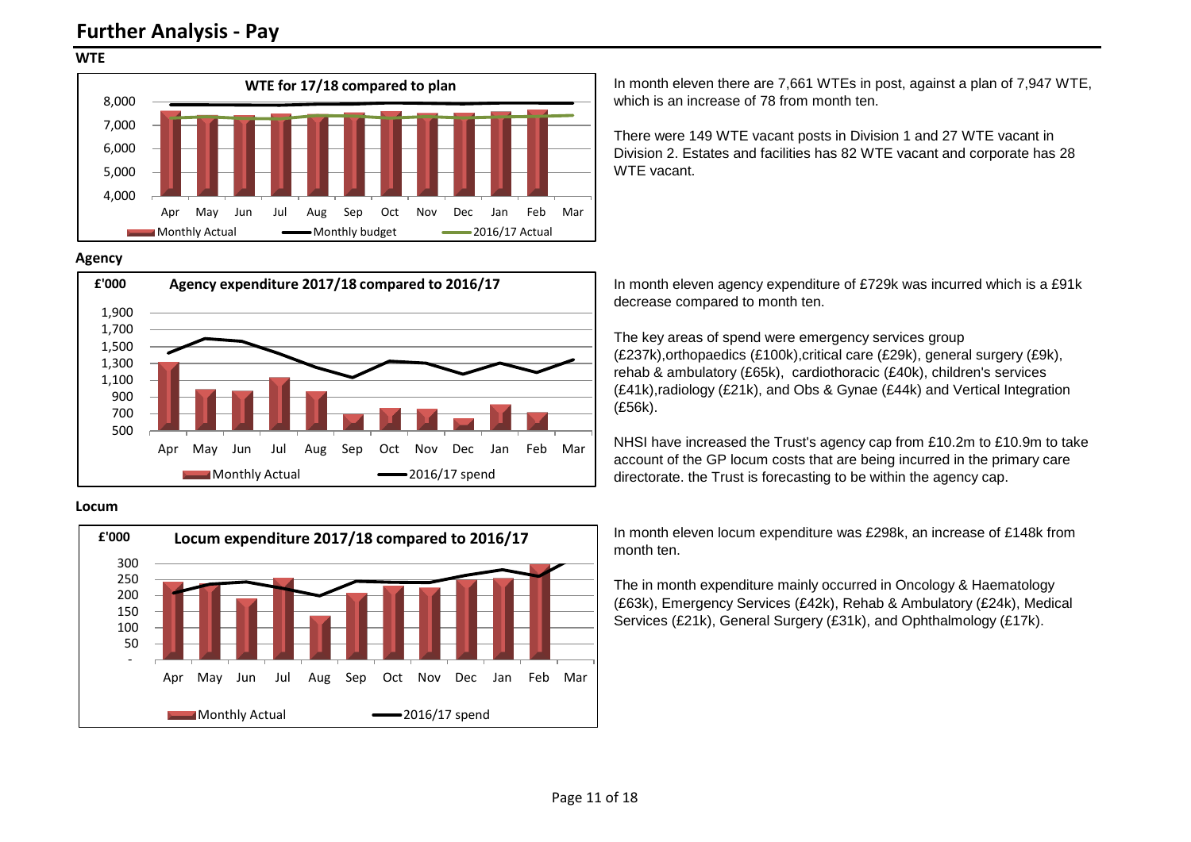# Further Analysis - Pay

## WTE

**WTE for 17/18 compared to plan**

In month eleven there are 7,661 WTEs in post, against a plan of 7,947 WTE, which is an increase of 78 from month ten.

There were 149 WTE vacant posts in Division 1 and 27 WTE vacant in Division 2. Estates and facilities has 82 WTE vacant and corporate has 28 WTE vacant.

## Agency

**Agency expenditure 2017/18 compared to 2016/17**

In month eleven agency expenditure of £729k was incurred which is a £91k decrease compared to month ten.

The key areas of spend were emergency services group (£237k),orthopaedics (£100k),critical care (£29k), general surgery (£9k), rehab & ambulatory (£65k), cardiothoracic (£40k), children's services (£41k),radiology (£21k), and Obs & Gynae (£44k) and Vertical Integration (£56k).

NHSI have increased the Trust's agency cap from £10.2m to £10.9m to take account of the GP locum costs that are being incurred in the primary care directorate. the Trust is forecasting to be within the agency cap.

## Locum

**Locum expenditure 2017/18 compared to 2016/17**

In month eleven locum expenditure was £298k, an increase of £148k from month ten.

The in month expenditure mainly occurred in Oncology & Haematology (£63k), Emergency Services (£42k), Rehab & Ambulatory (£24k), Medical Services (£21k), General Surgery (£31k), and Ophthalmology (£17k).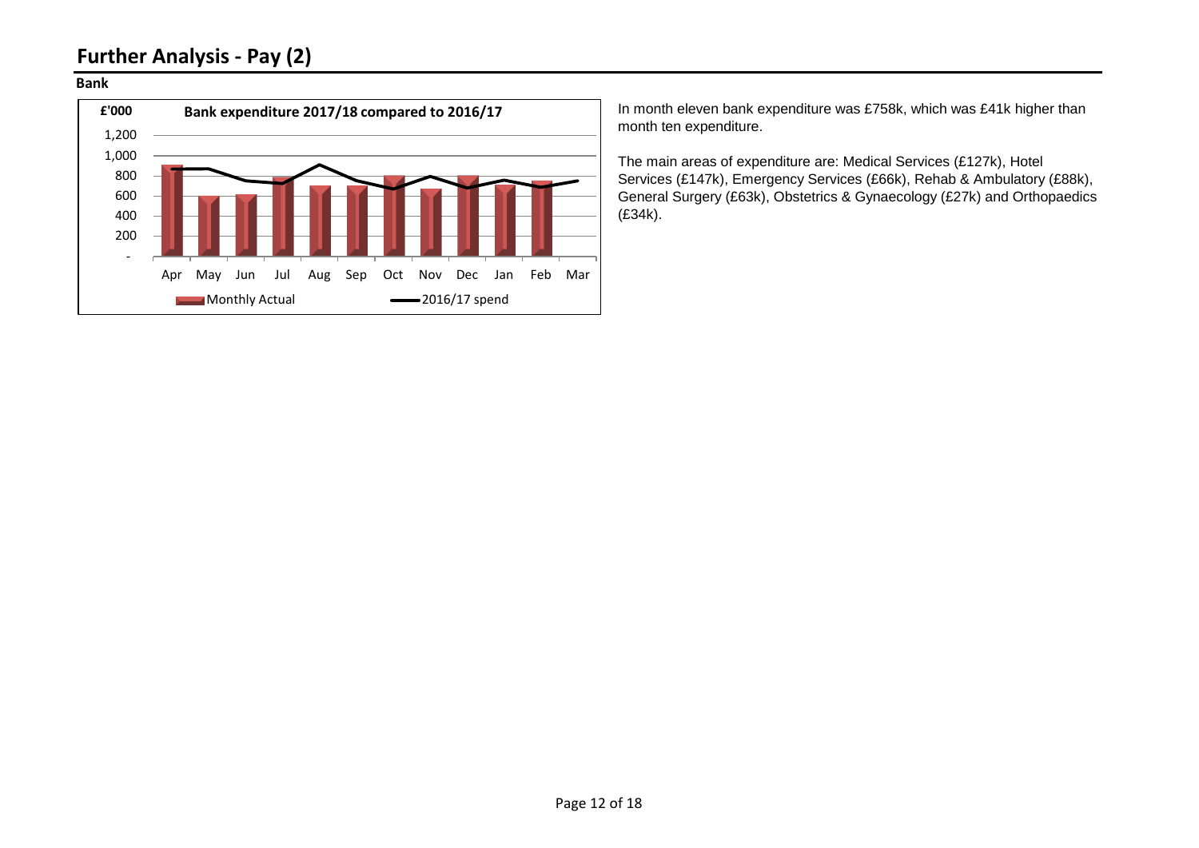# Further Analysis - Pay (2)

**Bank**

In month eleven bank expenditure was £758k, which was £41k higher than month ten expenditure.

The main areas of expenditure are: Medical Services (£127k), Hotel Services (£147k), Emergency Services (£66k), Rehab & Ambulatory (£88k), General Surgery (£63k), Obstetrics & Gynaecology (£27k) and Orthopaedics (£34k).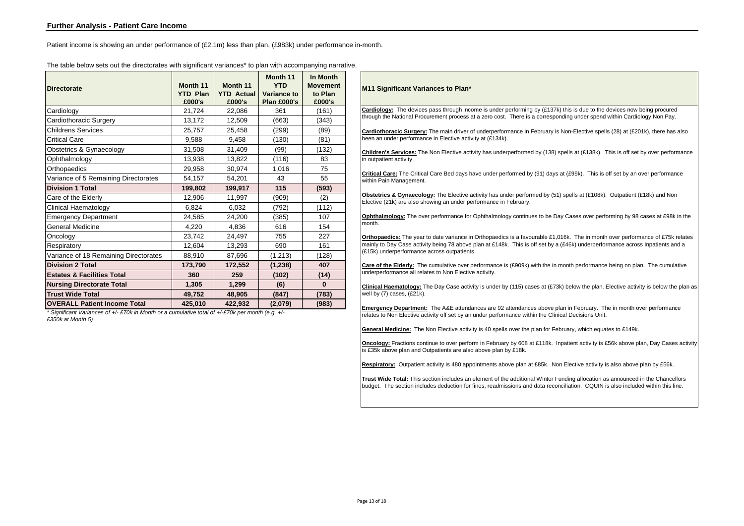## Further Analysis - Patient Care Income

Patient income is showing an under performance of (£2.1m) less than plan, (£983k) under performance in-month.

The table below sets out the directorates with significant variances* to plan with accompanying narrative.

| Directorate | Month 11 YTD Plan £000's | Month 11 YTD Actual £000's | Month 11 YTD Variance to Plan £000's | In Month Movement to Plan £000's |
|---|---|---|---|---|
| Cardiology | 21,724 | 22,086 | 361 | (161) |
| Cardiothoracic Surgery | 13,172 | 12,509 | (663) | (343) |
| Childrens Services | 25,757 | 25,458 | (299) | (89) |
| Critical Care | 9,588 | 9,458 | (130) | (81) |
| Obstetrics & Gynaecology | 31,508 | 31,409 | (99) | (132) |
| Ophthalmology | 13,938 | 13,822 | (116) | 83 |
| Orthopaedics | 29,958 | 30,974 | 1,016 | 75 |
| Variance of 5 Remaining Directorates | 54,157 | 54,201 | 43 | 55 |
| **Division 1 Total** | **199,802** | **199,917** | **115** | **(593)** |
| Care of the Elderly | 12,906 | 11,997 | (909) | (2) |
| Clinical Haematology | 6,824 | 6,032 | (792) | (112) |
| Emergency Department | 24,585 | 24,200 | (385) | 107 |
| General Medicine | 4,220 | 4,836 | 616 | 154 |
| Oncology | 23,742 | 24,497 | 755 | 227 |
| Respiratory | 12,604 | 13,293 | 690 | 161 |
| Variance of 18 Remaining Directorates | 88,910 | 87,696 | (1,213) | (128) |
| **Division 2 Total** | **173,790** | **172,552** | **(1,238)** | **407** |
| **Estates & Facilities Total** | **360** | **259** | **(102)** | **(14)** |
| **Nursing Directorate Total** | **1,305** | **1,299** | **(6)** | **0** |
| **Trust Wide Total** | **49,752** | **48,905** | **(847)** | **(783)** |
| **OVERALL Patient Income Total** | **425,010** | **422,932** | **(2,079)** | **(983)** |

*\* Significant Variances of +/- £70k in Month or a cumulative total of +/-£70k per month (e.g. +/- £350k at Month 5)*

### M11 Significant Variances to Plan*

**Cardiology:** The devices pass through income is under performing by (£137k) this is due to the devices now being procured through the National Procurement process at a zero cost. There is a corresponding under spend within Cardiology Non Pay.

**Cardiothoracic Surgery:** The main driver of underperformance in February is Non-Elective spells (28) at (£201k), there has also been an under performance in Elective activity at (£134k).

**Children's Services:** The Non Elective activity has underperformed by (138) spells at (£138k). This is off set by over performance in outpatient activity.

**Critical Care:** The Critical Care Bed days have under performed by (91) days at (£99k). This is off set by an over performance within Pain Management.

**Obstetrics & Gynaecology:** The Elective activity has under performed by (51) spells at (£108k). Outpatient (£18k) and Non Elective (21k) are also showing an under performance in February.

**Ophthalmology:** The over performance for Ophthalmology continues to be Day Cases over performing by 98 cases at £98k in the month.

**Orthopaedics:** The year to date variance in Orthopaedics is a favourable £1,016k. The in month over performance of £75k relates mainly to Day Case activity being 78 above plan at £148k. This is off set by a (£46k) underperformance across Inpatients and a (£15k) underperformance across outpatients.

**Care of the Elderly:** The cumulative over performance is (£909k) with the in month performance being on plan. The cumulative underperformance all relates to Non Elective activity.

**Clinical Haematology:** The Day Case activity is under by (115) cases at (£73k) below the plan. Elective activity is below the plan as well by (7) cases, (£21k).

**Emergency Department:** The A&E attendances are 92 attendances above plan in February. The in month over performance relates to Non Elective activity off set by an under performance within the Clinical Decisions Unit.

**General Medicine:** The Non Elective activity is 40 spells over the plan for February, which equates to £149k.

**Oncology:** Fractions continue to over perform in February by 608 at £118k. Inpatient activity is £56k above plan, Day Cases activity is £35k above plan and Outpatients are also above plan by £18k.

**Respiratory:** Outpatient activity is 480 appointments above plan at £85k. Non Elective activity is also above plan by £56k.

**Trust Wide Total:** This section includes an element of the additional Winter Funding allocation as announced in the Chancellors budget. The section includes deduction for fines, readmissions and data reconciliation. CQUIN is also included within this line.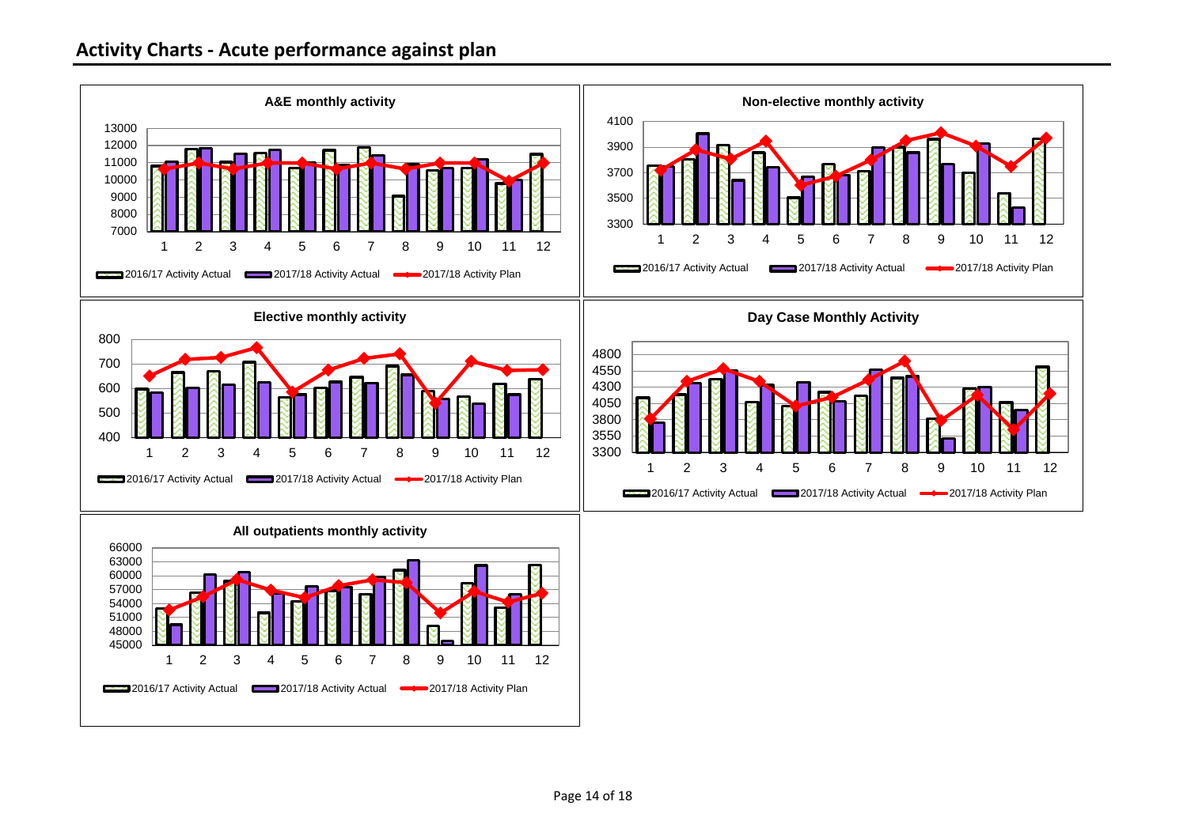## Activity Charts - Acute performance against plan

**A&E monthly activity**

2016/17 Activity Actual | 2017/18 Activity Actual | 2017/18 Activity Plan

**Non-elective monthly activity**

2016/17 Activity Actual | 2017/18 Activity Actual | 2017/18 Activity Plan

**Elective monthly activity**

2016/17 Activity Actual | 2017/18 Activity Actual | 2017/18 Activity Plan

**Day Case Monthly Activity**

2016/17 Activity Actual | 2017/18 Activity Actual | 2017/18 Activity Plan

**All outpatients monthly activity**

2016/17 Activity Actual | 2017/18 Activity Actual | 2017/18 Activity Plan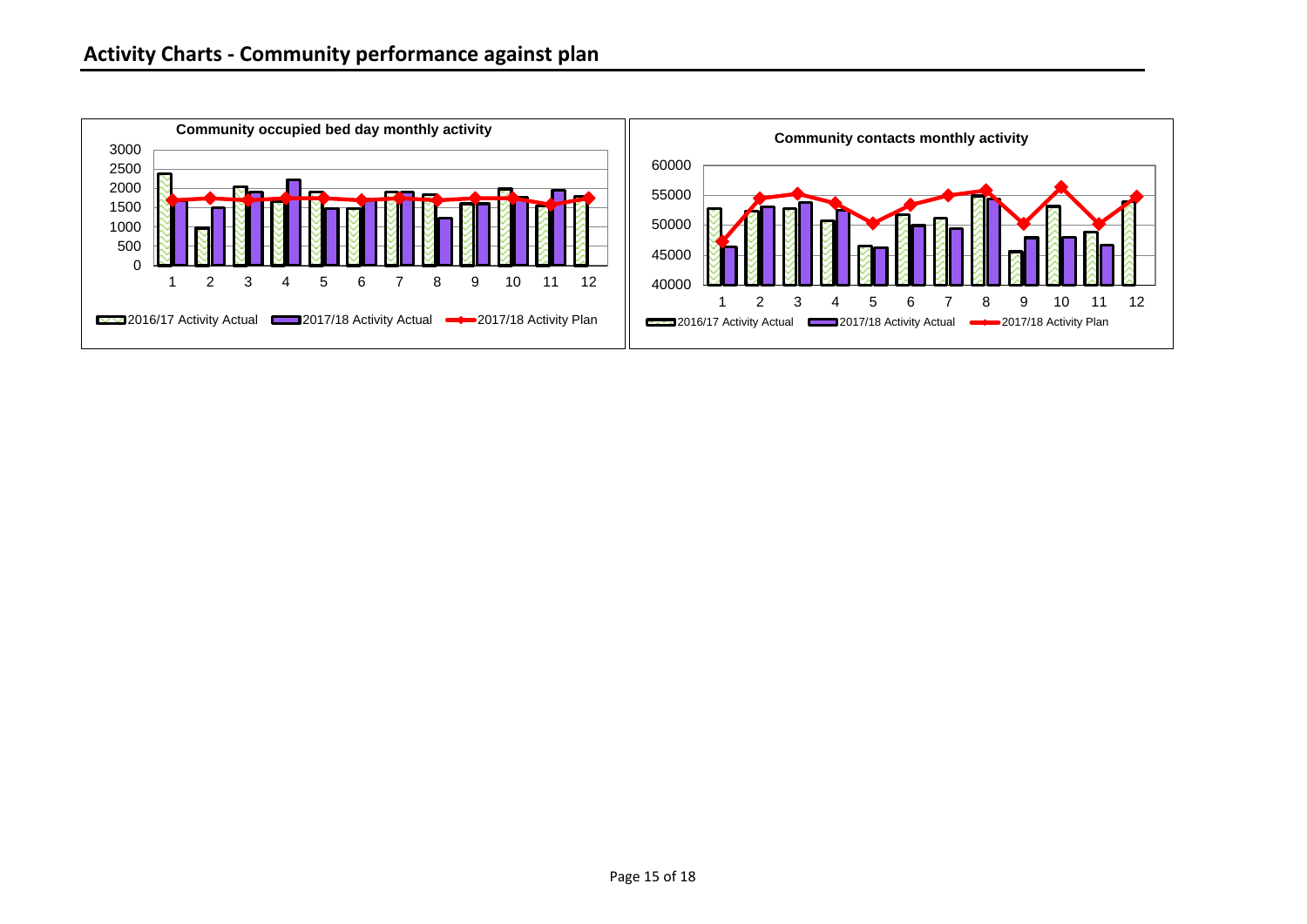## Activity Charts - Community performance against plan

**Community occupied bed day monthly activity**

**Community contacts monthly activity**

2016/17 Activity Actual | 2017/18 Activity Actual | 2017/18 Activity Plan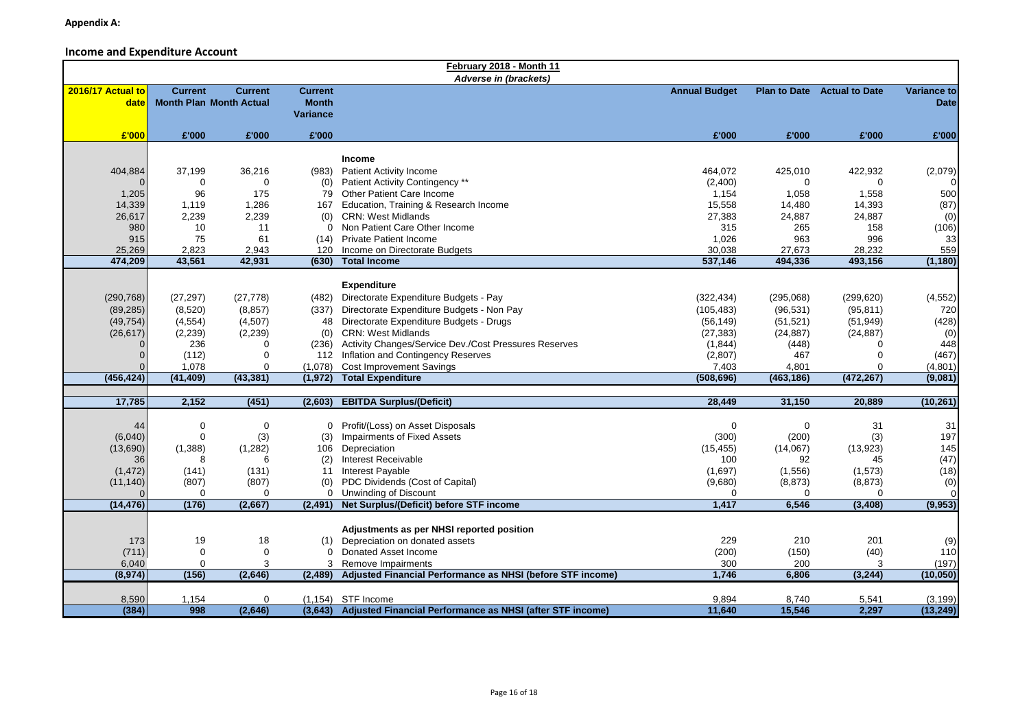**Appendix A:**

## Income and Expenditure Account

| 2016/17 Actual to date | Current Month Plan | Current Month Actual | Current Month Variance | February 2018 - Month 11<br>*Adverse in (brackets)* | Annual Budget | Plan to Date | Actual to Date | Variance to Date |
|---|---|---|---|---|---|---|---|---|
| £'000 | £'000 | £'000 | £'000 | | £'000 | £'000 | £'000 | £'000 |
| | | | | **Income** | | | | |
| 404,884 | 37,199 | 36,216 | (983) | Patient Activity Income | 464,072 | 425,010 | 422,932 | (2,079) |
| 0 | 0 | 0 | (0) | Patient Activity Contingency ** | (2,400) | 0 | 0 | 0 |
| 1,205 | 96 | 175 | 79 | Other Patient Care Income | 1,154 | 1,058 | 1,558 | 500 |
| 14,339 | 1,119 | 1,286 | 167 | Education, Training & Research Income | 15,558 | 14,480 | 14,393 | (87) |
| 26,617 | 2,239 | 2,239 | (0) | CRN: West Midlands | 27,383 | 24,887 | 24,887 | (0) |
| 980 | 10 | 11 | 0 | Non Patient Care Other Income | 315 | 265 | 158 | (106) |
| 915 | 75 | 61 | (14) | Private Patient Income | 1,026 | 963 | 996 | 33 |
| 25,269 | 2,823 | 2,943 | 120 | Income on Directorate Budgets | 30,038 | 27,673 | 28,232 | 559 |
| **474,209** | **43,561** | **42,931** | **(630)** | **Total Income** | **537,146** | **494,336** | **493,156** | **(1,180)** |
| | | | | **Expenditure** | | | | |
| (290,768) | (27,297) | (27,778) | (482) | Directorate Expenditure Budgets - Pay | (322,434) | (295,068) | (299,620) | (4,552) |
| (89,285) | (8,520) | (8,857) | (337) | Directorate Expenditure Budgets - Non Pay | (105,483) | (96,531) | (95,811) | 720 |
| (49,754) | (4,554) | (4,507) | 48 | Directorate Expenditure Budgets - Drugs | (56,149) | (51,521) | (51,949) | (428) |
| (26,617) | (2,239) | (2,239) | (0) | CRN: West Midlands | (27,383) | (24,887) | (24,887) | (0) |
| 0 | 236 | 0 | (236) | Activity Changes/Service Dev./Cost Pressures Reserves | (1,844) | (448) | 0 | 448 |
| 0 | (112) | 0 | 112 | Inflation and Contingency Reserves | (2,807) | 467 | 0 | (467) |
| 0 | 1,078 | 0 | (1,078) | Cost Improvement Savings | 7,403 | 4,801 | 0 | (4,801) |
| **(456,424)** | **(41,409)** | **(43,381)** | **(1,972)** | **Total Expenditure** | **(508,696)** | **(463,186)** | **(472,267)** | **(9,081)** |
| **17,785** | **2,152** | **(451)** | **(2,603)** | **EBITDA Surplus/(Deficit)** | **28,449** | **31,150** | **20,889** | **(10,261)** |
| 44 | 0 | 0 | 0 | Profit/(Loss) on Asset Disposals | 0 | 0 | 31 | 31 |
| (6,040) | 0 | (3) | (3) | Impairments of Fixed Assets | (300) | (200) | (3) | 197 |
| (13,690) | (1,388) | (1,282) | 106 | Depreciation | (15,455) | (14,067) | (13,923) | 145 |
| 36 | 8 | 6 | (2) | Interest Receivable | 100 | 92 | 45 | (47) |
| (1,472) | (141) | (131) | 11 | Interest Payable | (1,697) | (1,556) | (1,573) | (18) |
| (11,140) | (807) | (807) | (0) | PDC Dividends (Cost of Capital) | (9,680) | (8,873) | (8,873) | (0) |
| 0 | 0 | 0 | 0 | Unwinding of Discount | 0 | 0 | 0 | 0 |
| **(14,476)** | **(176)** | **(2,667)** | **(2,491)** | **Net Surplus/(Deficit) before STF income** | **1,417** | **6,546** | **(3,408)** | **(9,953)** |
| | | | | **Adjustments as per NHSI reported position** | | | | |
| 173 | 19 | 18 | (1) | Depreciation on donated assets | 229 | 210 | 201 | (9) |
| (711) | 0 | 0 | 0 | Donated Asset Income | (200) | (150) | (40) | 110 |
| 6,040 | 0 | 3 | 3 | Remove Impairments | 300 | 200 | 3 | (197) |
| **(8,974)** | **(156)** | **(2,646)** | **(2,489)** | **Adjusted Financial Performance as NHSI (before STF income)** | **1,746** | **6,806** | **(3,244)** | **(10,050)** |
| 8,590 | 1,154 | 0 | (1,154) | STF Income | 9,894 | 8,740 | 5,541 | (3,199) |
| **(384)** | **998** | **(2,646)** | **(3,643)** | **Adjusted Financial Performance as NHSI (after STF income)** | **11,640** | **15,546** | **2,297** | **(13,249)** |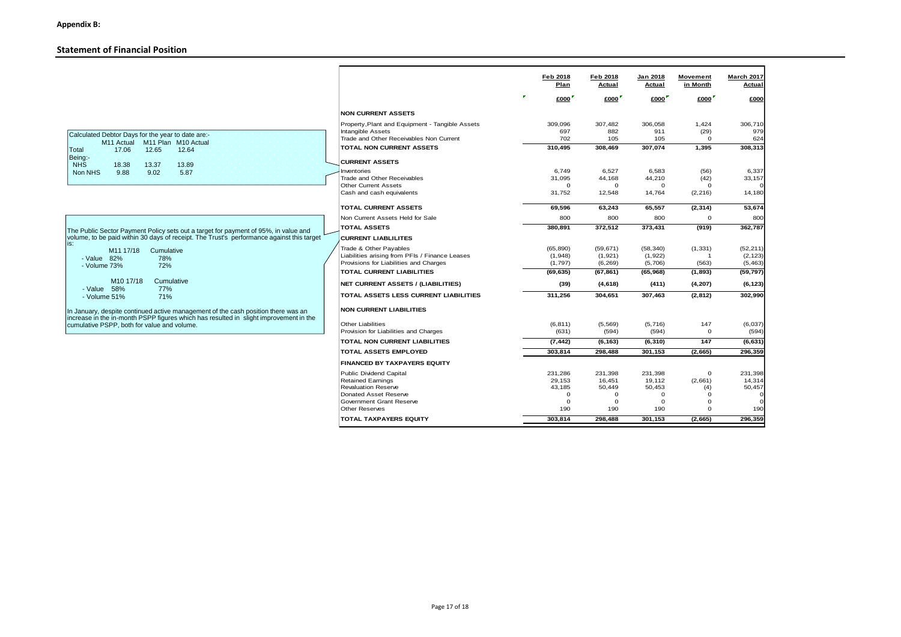**Appendix B:**

## Statement of Financial Position

Calculated Debtor Days for the year to date are:-

| | M11 Actual | M11 Plan | M10 Actual |
|---|---|---|---|
| Total | 17.06 | 12.65 | 12.64 |
| Being:- | | | |
| NHS | 18.38 | 13.37 | 13.89 |
| Non NHS | 9.88 | 9.02 | 5.87 |

The Public Sector Payment Policy sets out a target for payment of 95%, in value and volume, to be paid within 30 days of receipt. The Trust's performance against this target is:

| | M11 17/18 | Cumulative |
|---|---|---|
| - Value | 82% | 78% |
| - Volume | 73% | 72% |

| | M10 17/18 | Cumulative |
|---|---|---|
| - Value | 58% | 77% |
| - Volume | 51% | 71% |

In January, despite continued active management of the cash position there was an increase in the in-month PSPP figures which has resulted in slight improvement in the cumulative PSPP, both for value and volume.

| | Feb 2018 Plan | Feb 2018 Actual | Jan 2018 Actual | Movement in Month | March 2017 Actual |
|---|---|---|---|---|---|
| | £000 | £000 | £000 | £000 | £000 |
| **NON CURRENT ASSETS** | | | | | |
| Property, Plant and Equipment - Tangible Assets | 309,096 | 307,482 | 306,058 | 1,424 | 306,710 |
| Intangible Assets | 697 | 882 | 911 | (29) | 979 |
| Trade and Other Receivables Non Current | 702 | 105 | 105 | 0 | 624 |
| **TOTAL NON CURRENT ASSETS** | **310,495** | **308,469** | **307,074** | **1,395** | **308,313** |
| **CURRENT ASSETS** | | | | | |
| Inventories | 6,749 | 6,527 | 6,583 | (56) | 6,337 |
| Trade and Other Receivables | 31,095 | 44,168 | 44,210 | (42) | 33,157 |
| Other Current Assets | 0 | 0 | 0 | 0 | 0 |
| Cash and cash equivalents | 31,752 | 12,548 | 14,764 | (2,216) | 14,180 |
| **TOTAL CURRENT ASSETS** | **69,596** | **63,243** | **65,557** | **(2,314)** | **53,674** |
| Non Current Assets Held for Sale | 800 | 800 | 800 | 0 | 800 |
| **TOTAL ASSETS** | **380,891** | **372,512** | **373,431** | **(919)** | **362,787** |
| **CURRENT LIABLILITES** | | | | | |
| Trade & Other Payables | (65,890) | (59,671) | (58,340) | (1,331) | (52,211) |
| Liabilities arising from PFIs / Finance Leases | (1,948) | (1,921) | (1,922) | 1 | (2,123) |
| Provisions for Liabilities and Charges | (1,797) | (6,269) | (5,706) | (563) | (5,463) |
| **TOTAL CURRENT LIABILITIES** | **(69,635)** | **(67,861)** | **(65,968)** | **(1,893)** | **(59,797)** |
| **NET CURRENT ASSETS / (LIABILITIES)** | **(39)** | **(4,618)** | **(411)** | **(4,207)** | **(6,123)** |
| **TOTAL ASSETS LESS CURRENT LIABILITIES** | **311,256** | **304,651** | **307,463** | **(2,812)** | **302,990** |
| **NON CURRENT LIABILITIES** | | | | | |
| Other Liabilities | (6,811) | (5,569) | (5,716) | 147 | (6,037) |
| Provision for Liabilities and Charges | (631) | (594) | (594) | 0 | (594) |
| **TOTAL NON CURRENT LIABILITIES** | **(7,442)** | **(6,163)** | **(6,310)** | **147** | **(6,631)** |
| **TOTAL ASSETS EMPLOYED** | **303,814** | **298,488** | **301,153** | **(2,665)** | **296,359** |
| **FINANCED BY TAXPAYERS EQUITY** | | | | | |
| Public Dividend Capital | 231,286 | 231,398 | 231,398 | 0 | 231,398 |
| Retained Earnings | 29,153 | 16,451 | 19,112 | (2,661) | 14,314 |
| Revaluation Reserve | 43,185 | 50,449 | 50,453 | (4) | 50,457 |
| Donated Asset Reserve | 0 | 0 | 0 | 0 | 0 |
| Government Grant Reserve | 0 | 0 | 0 | 0 | 0 |
| Other Reserves | 190 | 190 | 190 | 0 | 190 |
| **TOTAL TAXPAYERS EQUITY** | **303,814** | **298,488** | **301,153** | **(2,665)** | **296,359** |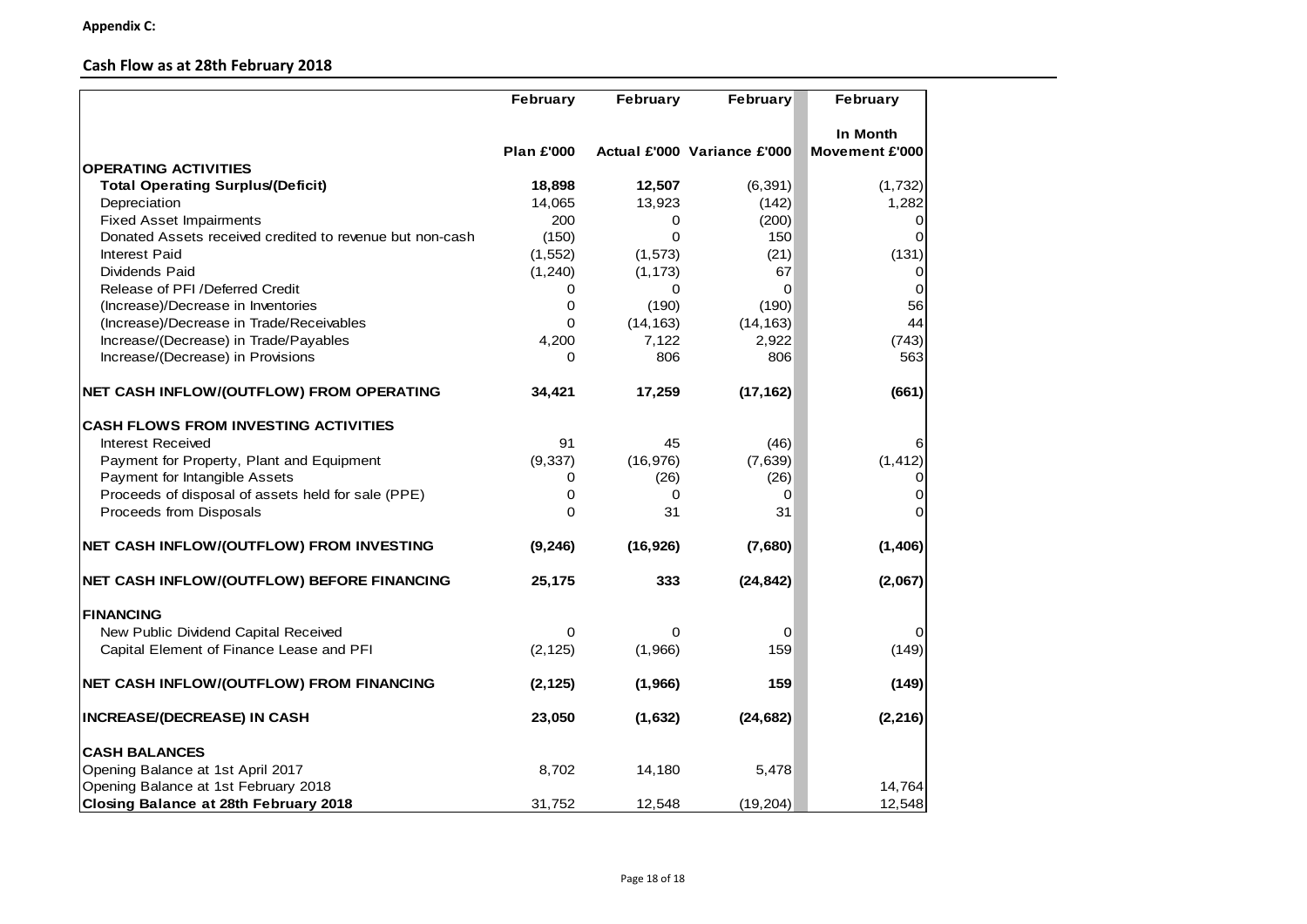**Appendix C:**

**Cash Flow as at 28th February 2018**

| | February | February | February | February |
|---|---|---|---|---|
| | **Plan £'000** | **Actual £'000** | **Variance £'000** | **In Month Movement £'000** |
| **OPERATING ACTIVITIES** | | | | |
| **Total Operating Surplus/(Deficit)** | **18,898** | **12,507** | (6,391) | (1,732) |
| Depreciation | 14,065 | 13,923 | (142) | 1,282 |
| Fixed Asset Impairments | 200 | 0 | (200) | 0 |
| Donated Assets received credited to revenue but non-cash | (150) | 0 | 150 | 0 |
| Interest Paid | (1,552) | (1,573) | (21) | (131) |
| Dividends Paid | (1,240) | (1,173) | 67 | 0 |
| Release of PFI /Deferred Credit | 0 | 0 | 0 | 0 |
| (Increase)/Decrease in Inventories | 0 | (190) | (190) | 56 |
| (Increase)/Decrease in Trade/Receivables | 0 | (14,163) | (14,163) | 44 |
| Increase/(Decrease) in Trade/Payables | 4,200 | 7,122 | 2,922 | (743) |
| Increase/(Decrease) in Provisions | 0 | 806 | 806 | 563 |
| **NET CASH INFLOW/(OUTFLOW) FROM OPERATING** | **34,421** | **17,259** | **(17,162)** | **(661)** |
| **CASH FLOWS FROM INVESTING ACTIVITIES** | | | | |
| Interest Received | 91 | 45 | (46) | 6 |
| Payment for Property, Plant and Equipment | (9,337) | (16,976) | (7,639) | (1,412) |
| Payment for Intangible Assets | 0 | (26) | (26) | 0 |
| Proceeds of disposal of assets held for sale (PPE) | 0 | 0 | 0 | 0 |
| Proceeds from Disposals | 0 | 31 | 31 | 0 |
| **NET CASH INFLOW/(OUTFLOW) FROM INVESTING** | **(9,246)** | **(16,926)** | **(7,680)** | **(1,406)** |
| **NET CASH INFLOW/(OUTFLOW) BEFORE FINANCING** | **25,175** | **333** | **(24,842)** | **(2,067)** |
| **FINANCING** | | | | |
| New Public Dividend Capital Received | 0 | 0 | 0 | 0 |
| Capital Element of Finance Lease and PFI | (2,125) | (1,966) | 159 | (149) |
| **NET CASH INFLOW/(OUTFLOW) FROM FINANCING** | **(2,125)** | **(1,966)** | **159** | **(149)** |
| **INCREASE/(DECREASE) IN CASH** | **23,050** | **(1,632)** | **(24,682)** | **(2,216)** |
| **CASH BALANCES** | | | | |
| Opening Balance at 1st April 2017 | 8,702 | 14,180 | 5,478 | |
| Opening Balance at 1st February 2018 | | | | 14,764 |
| **Closing Balance at 28th February 2018** | 31,752 | 12,548 | (19,204) | 12,548 |